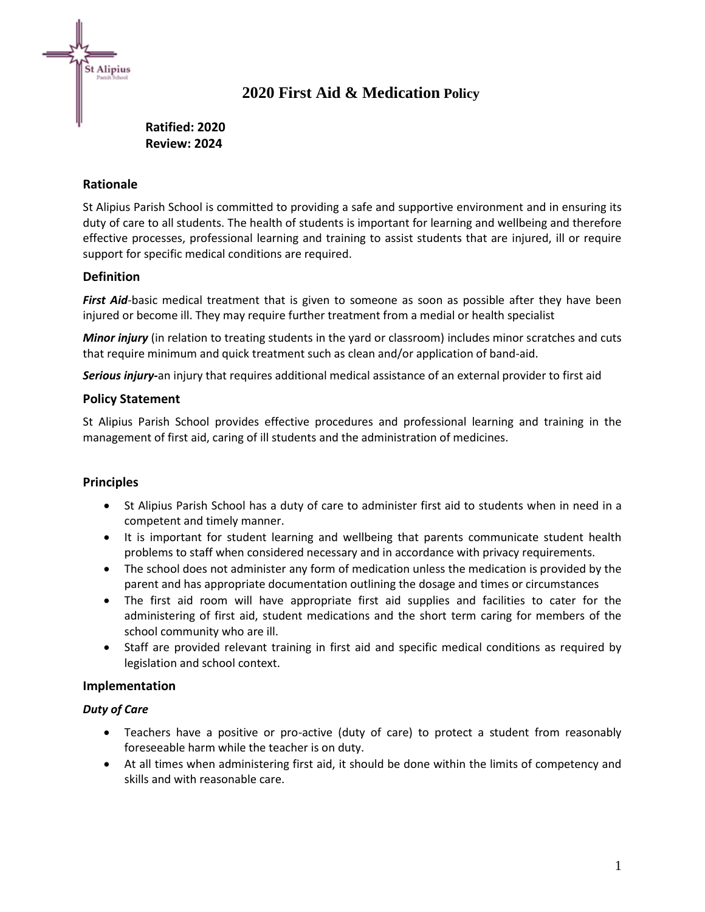# 2020 First Aid & Medication Policy

**Ratified: 2020**
**Review: 2024**

## Rationale

St Alipius Parish School is committed to providing a safe and supportive environment and in ensuring its duty of care to all students. The health of students is important for learning and wellbeing and therefore effective processes, professional learning and training to assist students that are injured, ill or require support for specific medical conditions are required.

## Definition

***First Aid***-basic medical treatment that is given to someone as soon as possible after they have been injured or become ill. They may require further treatment from a medial or health specialist

***Minor injury*** (in relation to treating students in the yard or classroom) includes minor scratches and cuts that require minimum and quick treatment such as clean and/or application of band-aid.

***Serious injury-***an injury that requires additional medical assistance of an external provider to first aid

## Policy Statement

St Alipius Parish School provides effective procedures and professional learning and training in the management of first aid, caring of ill students and the administration of medicines.

## Principles

- St Alipius Parish School has a duty of care to administer first aid to students when in need in a competent and timely manner.
- It is important for student learning and wellbeing that parents communicate student health problems to staff when considered necessary and in accordance with privacy requirements.
- The school does not administer any form of medication unless the medication is provided by the parent and has appropriate documentation outlining the dosage and times or circumstances
- The first aid room will have appropriate first aid supplies and facilities to cater for the administering of first aid, student medications and the short term caring for members of the school community who are ill.
- Staff are provided relevant training in first aid and specific medical conditions as required by legislation and school context.

## Implementation

### *Duty of Care*

- Teachers have a positive or pro-active (duty of care) to protect a student from reasonably foreseeable harm while the teacher is on duty.
- At all times when administering first aid, it should be done within the limits of competency and skills and with reasonable care.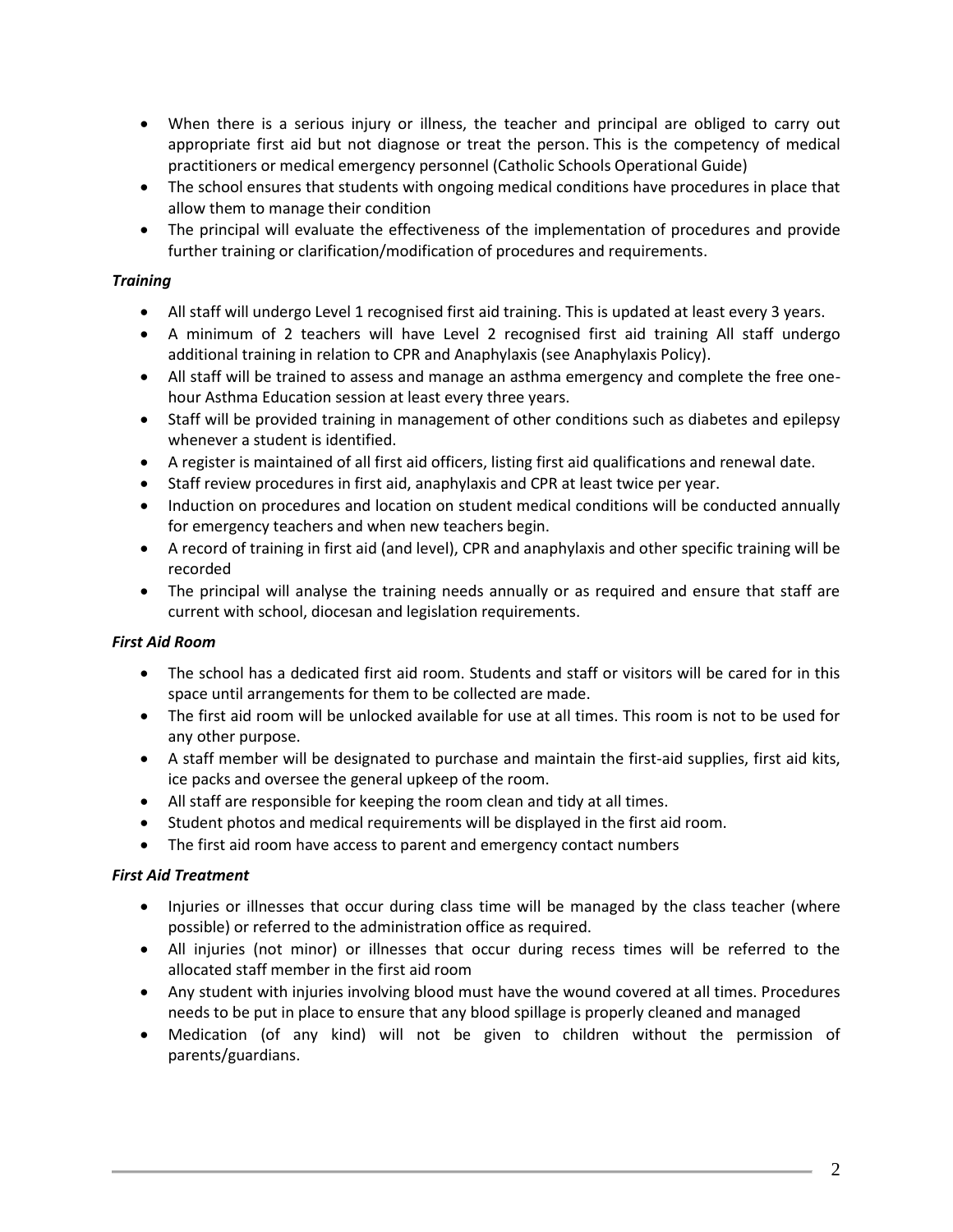- When there is a serious injury or illness, the teacher and principal are obliged to carry out appropriate first aid but not diagnose or treat the person. This is the competency of medical practitioners or medical emergency personnel (Catholic Schools Operational Guide)
- The school ensures that students with ongoing medical conditions have procedures in place that allow them to manage their condition
- The principal will evaluate the effectiveness of the implementation of procedures and provide further training or clarification/modification of procedures and requirements.

***Training***

- All staff will undergo Level 1 recognised first aid training. This is updated at least every 3 years.
- A minimum of 2 teachers will have Level 2 recognised first aid training All staff undergo additional training in relation to CPR and Anaphylaxis (see Anaphylaxis Policy).
- All staff will be trained to assess and manage an asthma emergency and complete the free one-hour Asthma Education session at least every three years.
- Staff will be provided training in management of other conditions such as diabetes and epilepsy whenever a student is identified.
- A register is maintained of all first aid officers, listing first aid qualifications and renewal date.
- Staff review procedures in first aid, anaphylaxis and CPR at least twice per year.
- Induction on procedures and location on student medical conditions will be conducted annually for emergency teachers and when new teachers begin.
- A record of training in first aid (and level), CPR and anaphylaxis and other specific training will be recorded
- The principal will analyse the training needs annually or as required and ensure that staff are current with school, diocesan and legislation requirements.

***First Aid Room***

- The school has a dedicated first aid room. Students and staff or visitors will be cared for in this space until arrangements for them to be collected are made.
- The first aid room will be unlocked available for use at all times. This room is not to be used for any other purpose.
- A staff member will be designated to purchase and maintain the first-aid supplies, first aid kits, ice packs and oversee the general upkeep of the room.
- All staff are responsible for keeping the room clean and tidy at all times.
- Student photos and medical requirements will be displayed in the first aid room.
- The first aid room have access to parent and emergency contact numbers

***First Aid Treatment***

- Injuries or illnesses that occur during class time will be managed by the class teacher (where possible) or referred to the administration office as required.
- All injuries (not minor) or illnesses that occur during recess times will be referred to the allocated staff member in the first aid room
- Any student with injuries involving blood must have the wound covered at all times. Procedures needs to be put in place to ensure that any blood spillage is properly cleaned and managed
- Medication (of any kind) will not be given to children without the permission of parents/guardians.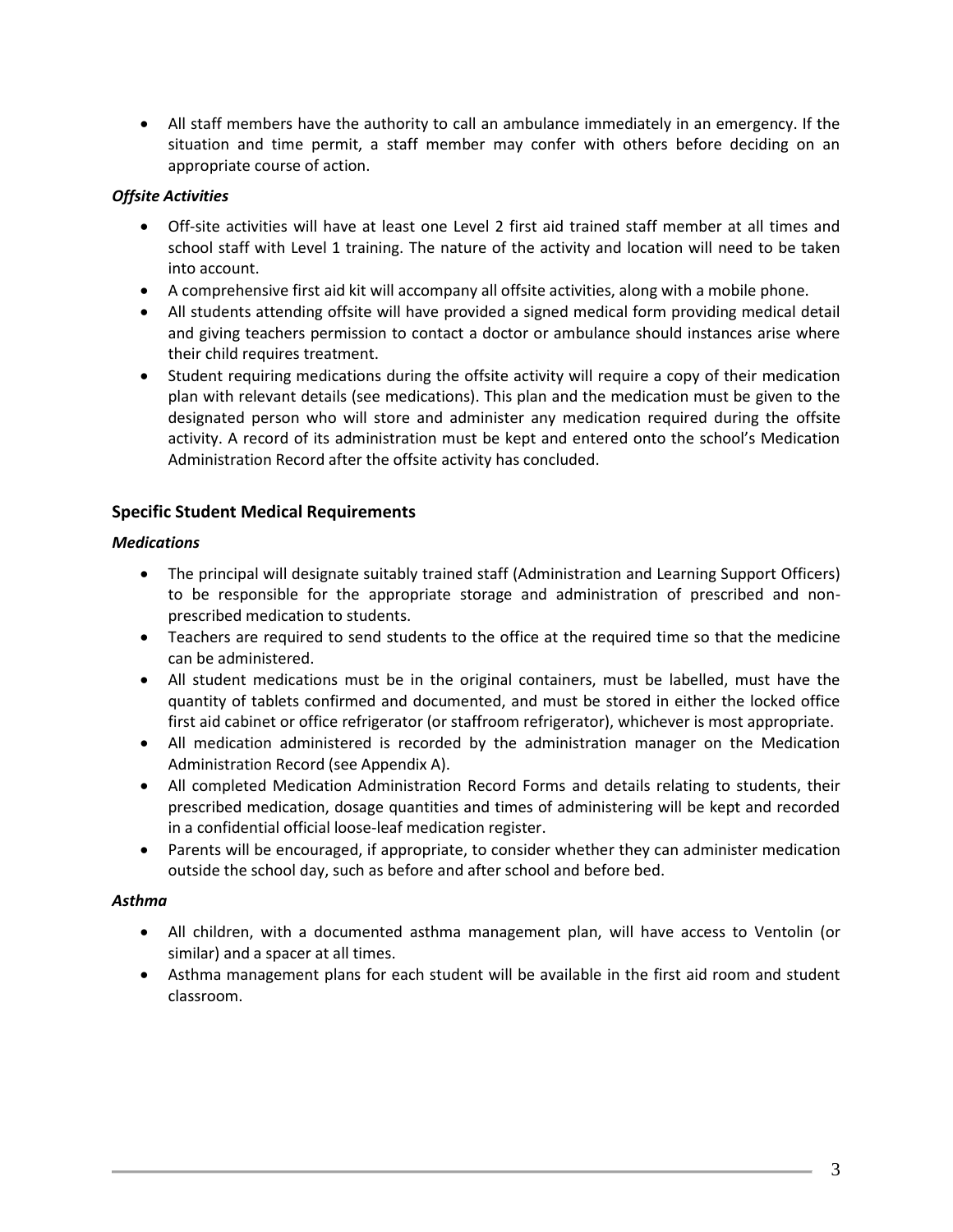- All staff members have the authority to call an ambulance immediately in an emergency. If the situation and time permit, a staff member may confer with others before deciding on an appropriate course of action.

***Offsite Activities***

- Off-site activities will have at least one Level 2 first aid trained staff member at all times and school staff with Level 1 training. The nature of the activity and location will need to be taken into account.
- A comprehensive first aid kit will accompany all offsite activities, along with a mobile phone.
- All students attending offsite will have provided a signed medical form providing medical detail and giving teachers permission to contact a doctor or ambulance should instances arise where their child requires treatment.
- Student requiring medications during the offsite activity will require a copy of their medication plan with relevant details (see medications). This plan and the medication must be given to the designated person who will store and administer any medication required during the offsite activity. A record of its administration must be kept and entered onto the school's Medication Administration Record after the offsite activity has concluded.

## Specific Student Medical Requirements

***Medications***

- The principal will designate suitably trained staff (Administration and Learning Support Officers) to be responsible for the appropriate storage and administration of prescribed and non-prescribed medication to students.
- Teachers are required to send students to the office at the required time so that the medicine can be administered.
- All student medications must be in the original containers, must be labelled, must have the quantity of tablets confirmed and documented, and must be stored in either the locked office first aid cabinet or office refrigerator (or staffroom refrigerator), whichever is most appropriate.
- All medication administered is recorded by the administration manager on the Medication Administration Record (see Appendix A).
- All completed Medication Administration Record Forms and details relating to students, their prescribed medication, dosage quantities and times of administering will be kept and recorded in a confidential official loose-leaf medication register.
- Parents will be encouraged, if appropriate, to consider whether they can administer medication outside the school day, such as before and after school and before bed.

***Asthma***

- All children, with a documented asthma management plan, will have access to Ventolin (or similar) and a spacer at all times.
- Asthma management plans for each student will be available in the first aid room and student classroom.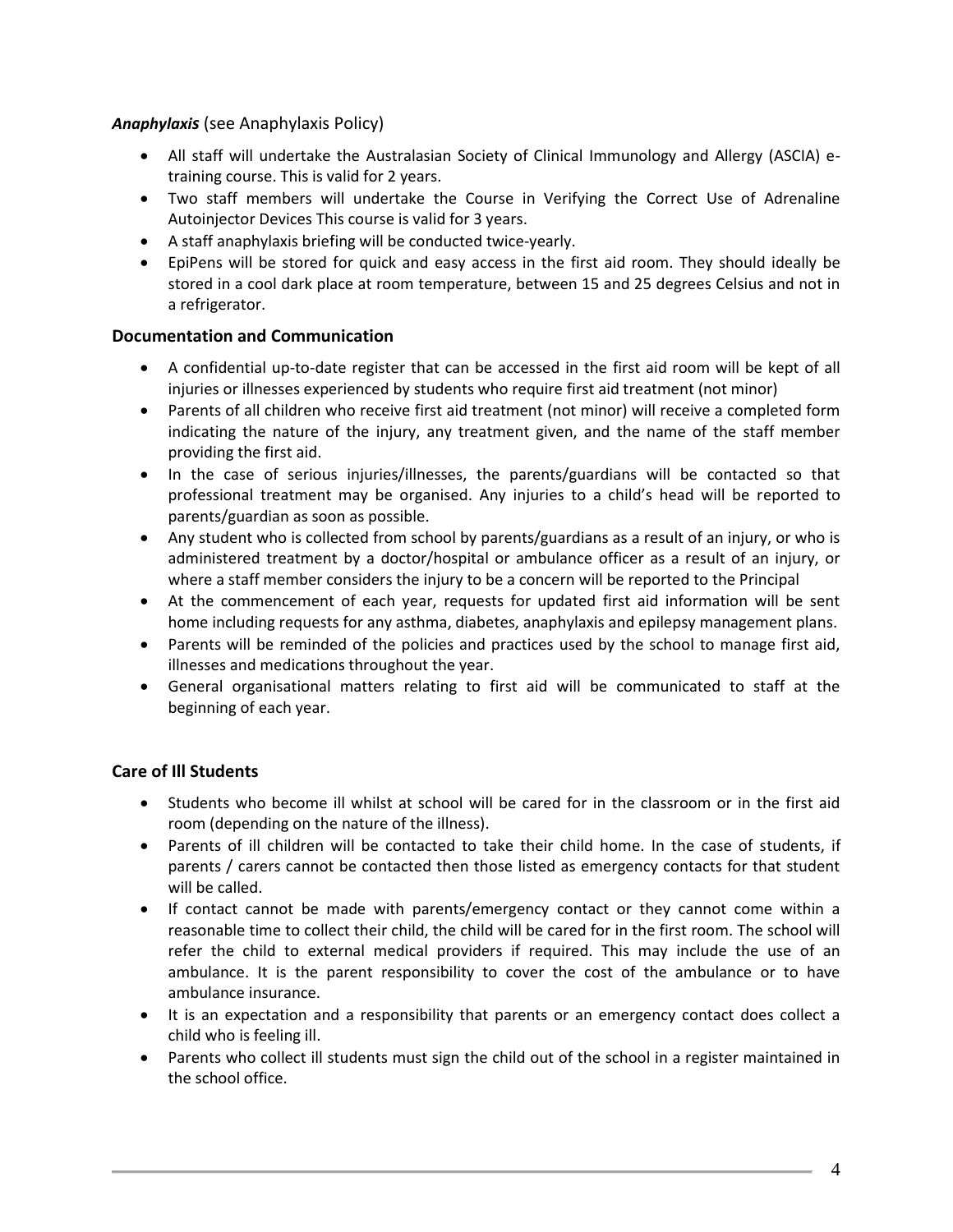***Anaphylaxis*** (see Anaphylaxis Policy)

- All staff will undertake the Australasian Society of Clinical Immunology and Allergy (ASCIA) e-training course. This is valid for 2 years.
- Two staff members will undertake the Course in Verifying the Correct Use of Adrenaline Autoinjector Devices This course is valid for 3 years.
- A staff anaphylaxis briefing will be conducted twice-yearly.
- EpiPens will be stored for quick and easy access in the first aid room. They should ideally be stored in a cool dark place at room temperature, between 15 and 25 degrees Celsius and not in a refrigerator.

### Documentation and Communication

- A confidential up-to-date register that can be accessed in the first aid room will be kept of all injuries or illnesses experienced by students who require first aid treatment (not minor)
- Parents of all children who receive first aid treatment (not minor) will receive a completed form indicating the nature of the injury, any treatment given, and the name of the staff member providing the first aid.
- In the case of serious injuries/illnesses, the parents/guardians will be contacted so that professional treatment may be organised. Any injuries to a child's head will be reported to parents/guardian as soon as possible.
- Any student who is collected from school by parents/guardians as a result of an injury, or who is administered treatment by a doctor/hospital or ambulance officer as a result of an injury, or where a staff member considers the injury to be a concern will be reported to the Principal
- At the commencement of each year, requests for updated first aid information will be sent home including requests for any asthma, diabetes, anaphylaxis and epilepsy management plans.
- Parents will be reminded of the policies and practices used by the school to manage first aid, illnesses and medications throughout the year.
- General organisational matters relating to first aid will be communicated to staff at the beginning of each year.

### Care of Ill Students

- Students who become ill whilst at school will be cared for in the classroom or in the first aid room (depending on the nature of the illness).
- Parents of ill children will be contacted to take their child home. In the case of students, if parents / carers cannot be contacted then those listed as emergency contacts for that student will be called.
- If contact cannot be made with parents/emergency contact or they cannot come within a reasonable time to collect their child, the child will be cared for in the first room. The school will refer the child to external medical providers if required. This may include the use of an ambulance. It is the parent responsibility to cover the cost of the ambulance or to have ambulance insurance.
- It is an expectation and a responsibility that parents or an emergency contact does collect a child who is feeling ill.
- Parents who collect ill students must sign the child out of the school in a register maintained in the school office.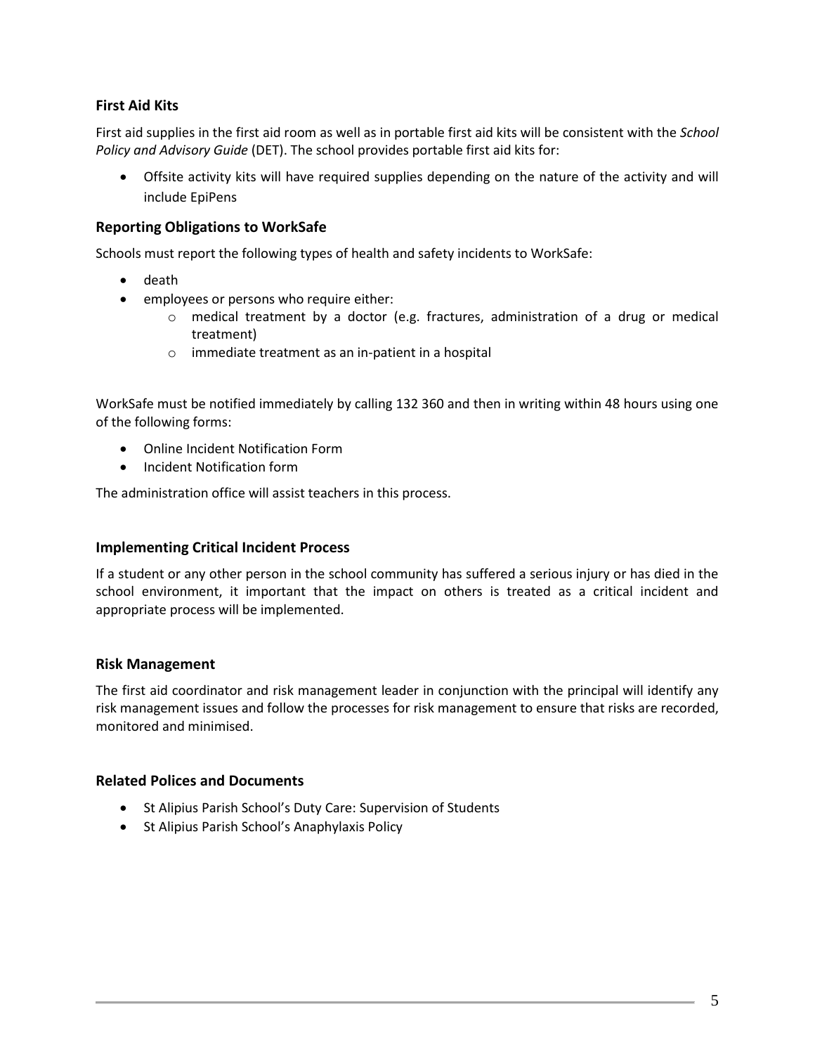### First Aid Kits

First aid supplies in the first aid room as well as in portable first aid kits will be consistent with the *School Policy and Advisory Guide* (DET). The school provides portable first aid kits for:

- Offsite activity kits will have required supplies depending on the nature of the activity and will include EpiPens

### Reporting Obligations to WorkSafe

Schools must report the following types of health and safety incidents to WorkSafe:

- death
- employees or persons who require either:
  - medical treatment by a doctor (e.g. fractures, administration of a drug or medical treatment)
  - immediate treatment as an in-patient in a hospital

WorkSafe must be notified immediately by calling 132 360 and then in writing within 48 hours using one of the following forms:

- Online Incident Notification Form
- Incident Notification form

The administration office will assist teachers in this process.

### Implementing Critical Incident Process

If a student or any other person in the school community has suffered a serious injury or has died in the school environment, it important that the impact on others is treated as a critical incident and appropriate process will be implemented.

### Risk Management

The first aid coordinator and risk management leader in conjunction with the principal will identify any risk management issues and follow the processes for risk management to ensure that risks are recorded, monitored and minimised.

### Related Polices and Documents

- St Alipius Parish School's Duty Care: Supervision of Students
- St Alipius Parish School's Anaphylaxis Policy